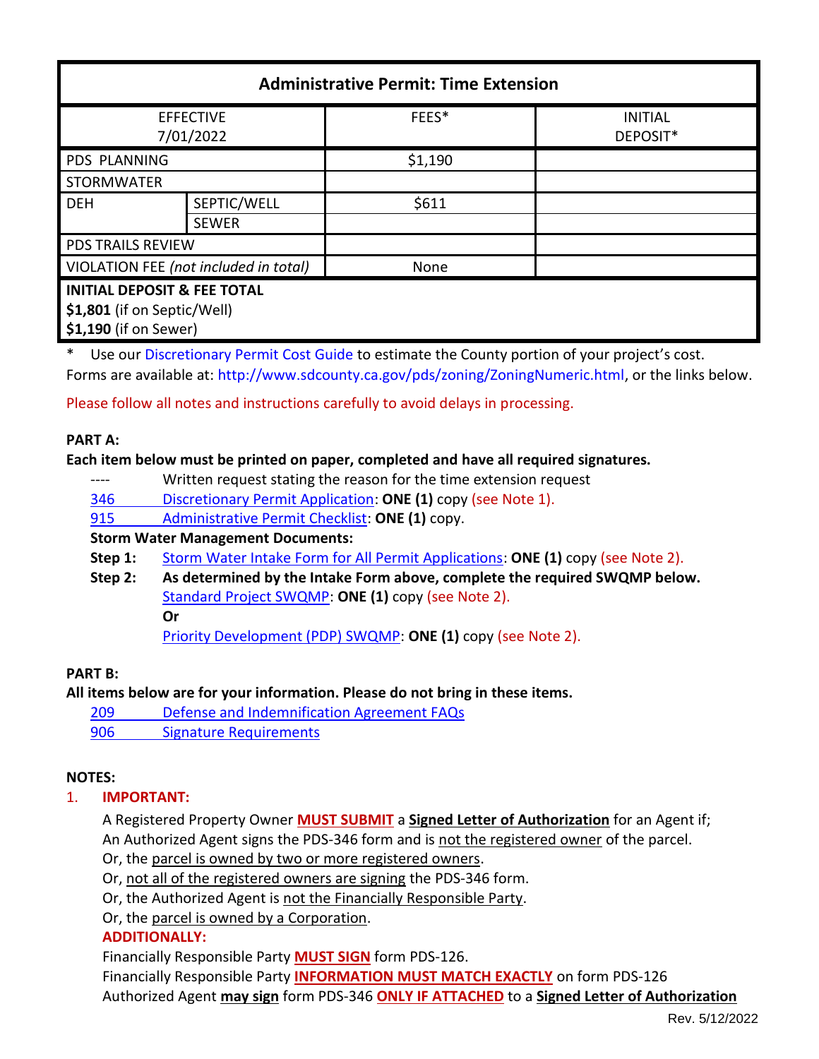| Administrative Permit: Time Extension | | | |
|---|---|---|---|
| EFFECTIVE 7/01/2022 | | FEES* | INITIAL DEPOSIT* |
| PDS PLANNING | | $1,190 | |
| STORMWATER | | | |
| DEH | SEPTIC/WELL | $611 | |
| | SEWER | | |
| PDS TRAILS REVIEW | | | |
| VIOLATION FEE *(not included in total)* | | None | |
| **INITIAL DEPOSIT & FEE TOTAL** **$1,801** (if on Septic/Well) **$1,190** (if on Sewer) | | | |

\* Use our Discretionary Permit Cost Guide to estimate the County portion of your project's cost.
Forms are available at: http://www.sdcounty.ca.gov/pds/zoning/ZoningNumeric.html, or the links below.

Please follow all notes and instructions carefully to avoid delays in processing.

**PART A:**

**Each item below must be printed on paper, completed and have all required signatures.**

---- Written request stating the reason for the time extension request

346 Discretionary Permit Application: **ONE (1)** copy (see Note 1).

915 Administrative Permit Checklist: **ONE (1)** copy.

**Storm Water Management Documents:**

**Step 1:** Storm Water Intake Form for All Permit Applications: **ONE (1)** copy (see Note 2).

**Step 2:** **As determined by the Intake Form above, complete the required SWQMP below.**
Standard Project SWQMP: **ONE (1)** copy (see Note 2).
**Or**
Priority Development (PDP) SWQMP: **ONE (1)** copy (see Note 2).

**PART B:**

**All items below are for your information. Please do not bring in these items.**

209 Defense and Indemnification Agreement FAQs

906 Signature Requirements

**NOTES:**

1. **IMPORTANT:**

   A Registered Property Owner **MUST SUBMIT** a **Signed Letter of Authorization** for an Agent if;
   An Authorized Agent signs the PDS-346 form and is not the registered owner of the parcel.
   Or, the parcel is owned by two or more registered owners.
   Or, not all of the registered owners are signing the PDS-346 form.
   Or, the Authorized Agent is not the Financially Responsible Party.
   Or, the parcel is owned by a Corporation.

   **ADDITIONALLY:**

   Financially Responsible Party **MUST SIGN** form PDS-126.
   Financially Responsible Party **INFORMATION MUST MATCH EXACTLY** on form PDS-126
   Authorized Agent **may sign** form PDS-346 **ONLY IF ATTACHED** to a **Signed Letter of Authorization**

Rev. 5/12/2022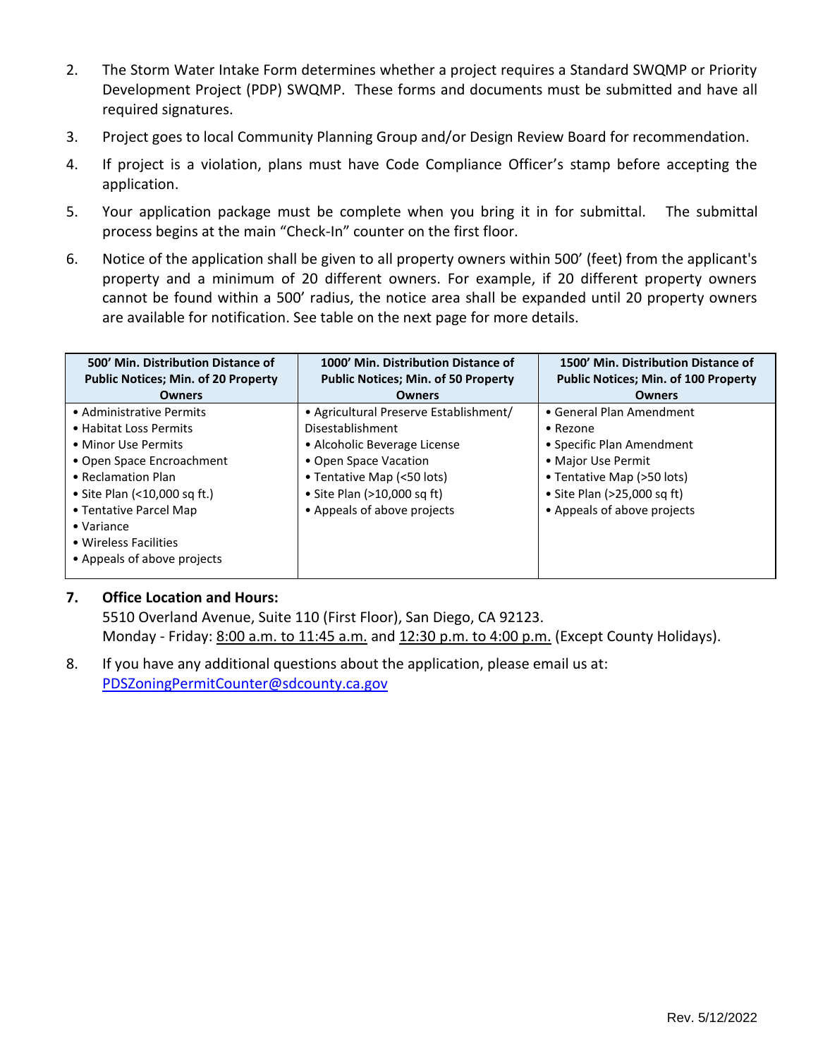2. The Storm Water Intake Form determines whether a project requires a Standard SWQMP or Priority Development Project (PDP) SWQMP. These forms and documents must be submitted and have all required signatures.

3. Project goes to local Community Planning Group and/or Design Review Board for recommendation.

4. If project is a violation, plans must have Code Compliance Officer's stamp before accepting the application.

5. Your application package must be complete when you bring it in for submittal. The submittal process begins at the main "Check-In" counter on the first floor.

6. Notice of the application shall be given to all property owners within 500' (feet) from the applicant's property and a minimum of 20 different owners. For example, if 20 different property owners cannot be found within a 500' radius, the notice area shall be expanded until 20 property owners are available for notification. See table on the next page for more details.

| 500' Min. Distribution Distance of Public Notices; Min. of 20 Property Owners | 1000' Min. Distribution Distance of Public Notices; Min. of 50 Property Owners | 1500' Min. Distribution Distance of Public Notices; Min. of 100 Property Owners |
|---|---|---|
| • Administrative Permits<br>• Habitat Loss Permits<br>• Minor Use Permits<br>• Open Space Encroachment<br>• Reclamation Plan<br>• Site Plan (<10,000 sq ft.)<br>• Tentative Parcel Map<br>• Variance<br>• Wireless Facilities<br>• Appeals of above projects | • Agricultural Preserve Establishment/ Disestablishment<br>• Alcoholic Beverage License<br>• Open Space Vacation<br>• Tentative Map (<50 lots)<br>• Site Plan (>10,000 sq ft)<br>• Appeals of above projects | • General Plan Amendment<br>• Rezone<br>• Specific Plan Amendment<br>• Major Use Permit<br>• Tentative Map (>50 lots)<br>• Site Plan (>25,000 sq ft)<br>• Appeals of above projects |

7. **Office Location and Hours:**
   5510 Overland Avenue, Suite 110 (First Floor), San Diego, CA 92123.
   Monday - Friday: 8:00 a.m. to 11:45 a.m. and 12:30 p.m. to 4:00 p.m. (Except County Holidays).

8. If you have any additional questions about the application, please email us at:
   PDSZoningPermitCounter@sdcounty.ca.gov

Rev. 5/12/2022